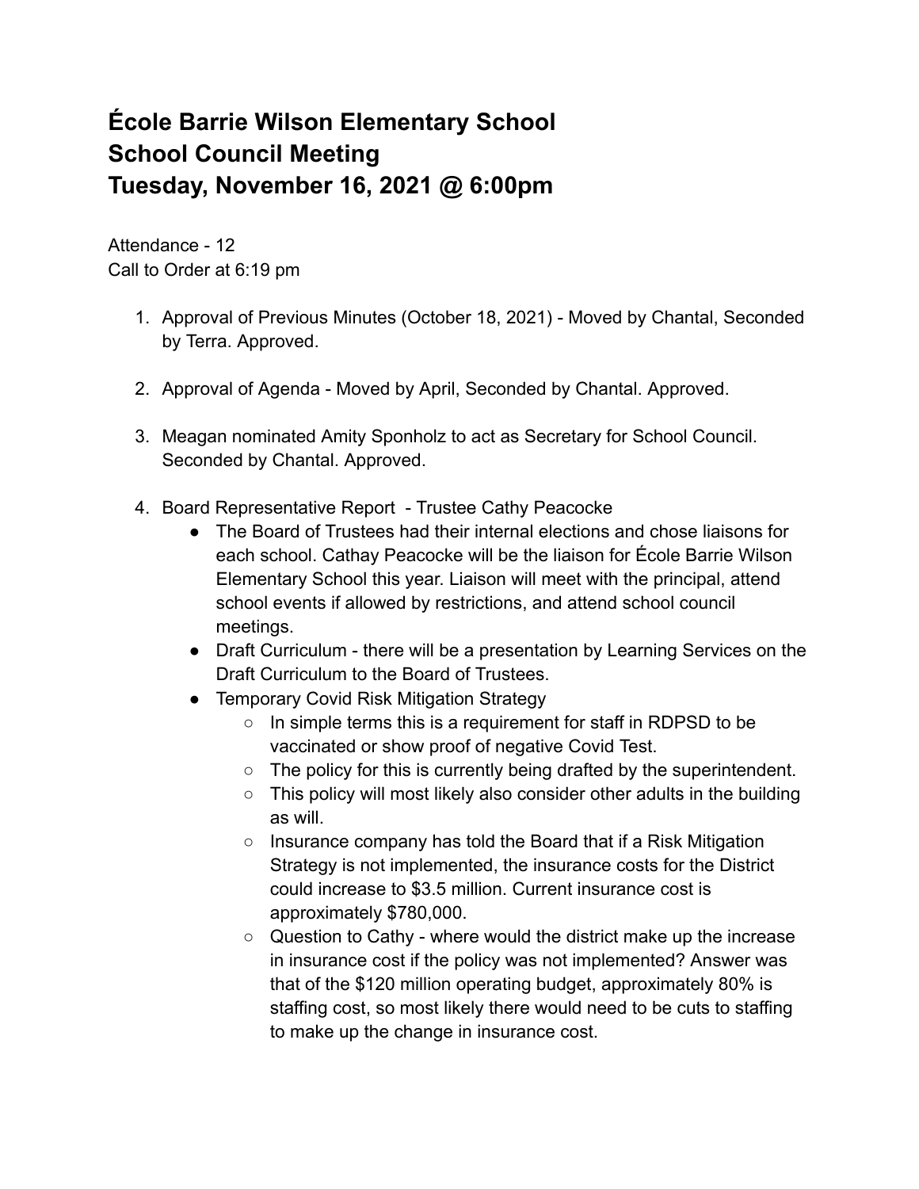# École Barrie Wilson Elementary School
# School Council Meeting
# Tuesday, November 16, 2021 @ 6:00pm

Attendance - 12
Call to Order at 6:19 pm

1. Approval of Previous Minutes (October 18, 2021) - Moved by Chantal, Seconded by Terra. Approved.

2. Approval of Agenda - Moved by April, Seconded by Chantal. Approved.

3. Meagan nominated Amity Sponholz to act as Secretary for School Council. Seconded by Chantal. Approved.

4. Board Representative Report - Trustee Cathy Peacocke
   - The Board of Trustees had their internal elections and chose liaisons for each school. Cathay Peacocke will be the liaison for École Barrie Wilson Elementary School this year. Liaison will meet with the principal, attend school events if allowed by restrictions, and attend school council meetings.
   - Draft Curriculum - there will be a presentation by Learning Services on the Draft Curriculum to the Board of Trustees.
   - Temporary Covid Risk Mitigation Strategy
     - In simple terms this is a requirement for staff in RDPSD to be vaccinated or show proof of negative Covid Test.
     - The policy for this is currently being drafted by the superintendent.
     - This policy will most likely also consider other adults in the building as will.
     - Insurance company has told the Board that if a Risk Mitigation Strategy is not implemented, the insurance costs for the District could increase to $3.5 million. Current insurance cost is approximately $780,000.
     - Question to Cathy - where would the district make up the increase in insurance cost if the policy was not implemented? Answer was that of the $120 million operating budget, approximately 80% is staffing cost, so most likely there would need to be cuts to staffing to make up the change in insurance cost.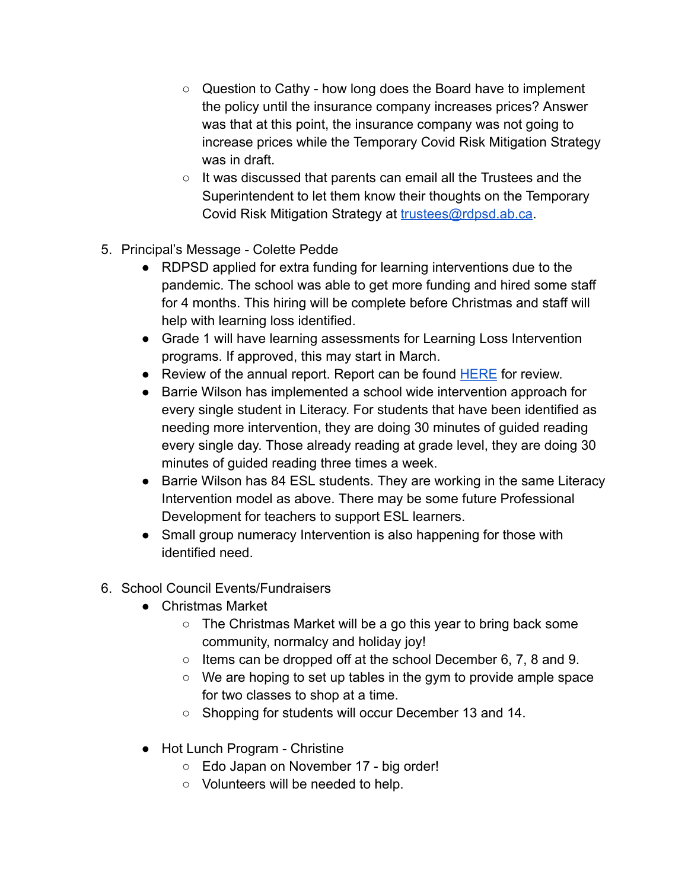- Question to Cathy - how long does the Board have to implement the policy until the insurance company increases prices? Answer was that at this point, the insurance company was not going to increase prices while the Temporary Covid Risk Mitigation Strategy was in draft.
  - It was discussed that parents can email all the Trustees and the Superintendent to let them know their thoughts on the Temporary Covid Risk Mitigation Strategy at [trustees@rdpsd.ab.ca](mailto:trustees@rdpsd.ab.ca).

5. Principal's Message - Colette Pedde
   - RDPSD applied for extra funding for learning interventions due to the pandemic. The school was able to get more funding and hired some staff for 4 months. This hiring will be complete before Christmas and staff will help with learning loss identified.
   - Grade 1 will have learning assessments for Learning Loss Intervention programs. If approved, this may start in March.
   - Review of the annual report. Report can be found HERE for review.
   - Barrie Wilson has implemented a school wide intervention approach for every single student in Literacy. For students that have been identified as needing more intervention, they are doing 30 minutes of guided reading every single day. Those already reading at grade level, they are doing 30 minutes of guided reading three times a week.
   - Barrie Wilson has 84 ESL students. They are working in the same Literacy Intervention model as above. There may be some future Professional Development for teachers to support ESL learners.
   - Small group numeracy Intervention is also happening for those with identified need.

6. School Council Events/Fundraisers
   - Christmas Market
     - The Christmas Market will be a go this year to bring back some community, normalcy and holiday joy!
     - Items can be dropped off at the school December 6, 7, 8 and 9.
     - We are hoping to set up tables in the gym to provide ample space for two classes to shop at a time.
     - Shopping for students will occur December 13 and 14.

   - Hot Lunch Program - Christine
     - Edo Japan on November 17 - big order!
     - Volunteers will be needed to help.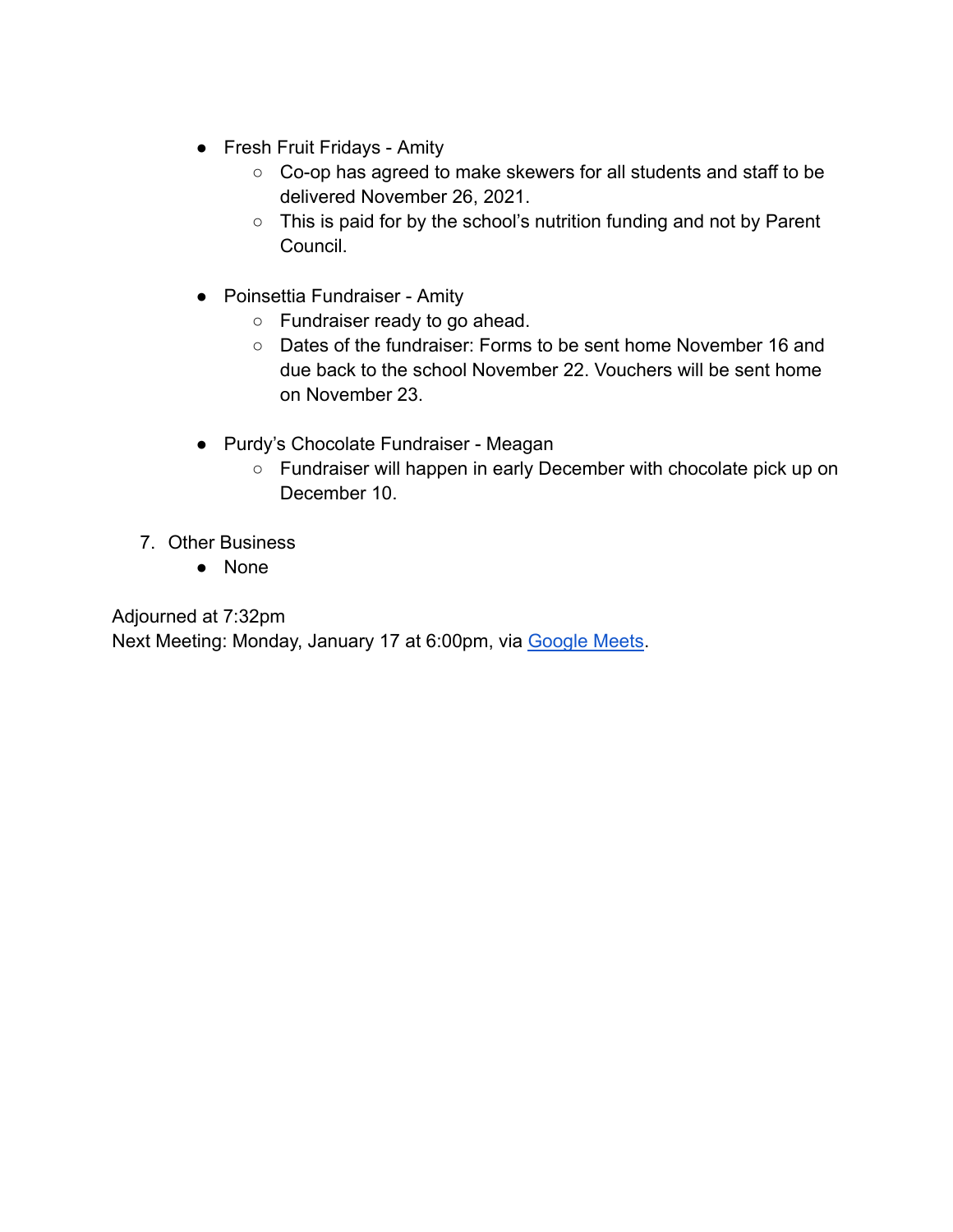- Fresh Fruit Fridays - Amity
    - Co-op has agreed to make skewers for all students and staff to be delivered November 26, 2021.
    - This is paid for by the school's nutrition funding and not by Parent Council.

- Poinsettia Fundraiser - Amity
    - Fundraiser ready to go ahead.
    - Dates of the fundraiser: Forms to be sent home November 16 and due back to the school November 22. Vouchers will be sent home on November 23.

- Purdy's Chocolate Fundraiser - Meagan
    - Fundraiser will happen in early December with chocolate pick up on December 10.

7. Other Business
    - None

Adjourned at 7:32pm
Next Meeting: Monday, January 17 at 6:00pm, via Google Meets.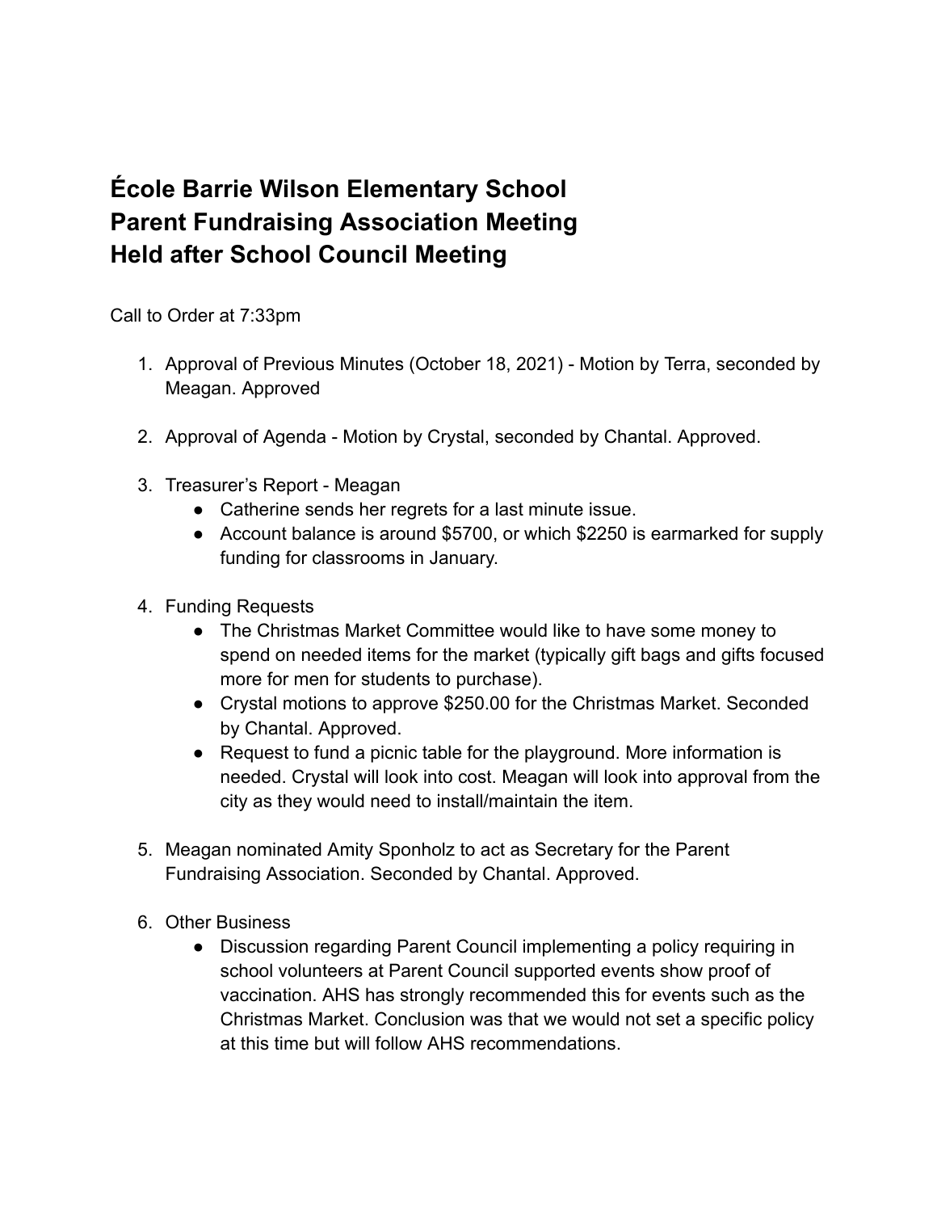# École Barrie Wilson Elementary School
# Parent Fundraising Association Meeting
# Held after School Council Meeting

Call to Order at 7:33pm

1. Approval of Previous Minutes (October 18, 2021) - Motion by Terra, seconded by Meagan. Approved

2. Approval of Agenda - Motion by Crystal, seconded by Chantal. Approved.

3. Treasurer's Report - Meagan
   - Catherine sends her regrets for a last minute issue.
   - Account balance is around $5700, or which $2250 is earmarked for supply funding for classrooms in January.

4. Funding Requests
   - The Christmas Market Committee would like to have some money to spend on needed items for the market (typically gift bags and gifts focused more for men for students to purchase).
   - Crystal motions to approve $250.00 for the Christmas Market. Seconded by Chantal. Approved.
   - Request to fund a picnic table for the playground. More information is needed. Crystal will look into cost. Meagan will look into approval from the city as they would need to install/maintain the item.

5. Meagan nominated Amity Sponholz to act as Secretary for the Parent Fundraising Association. Seconded by Chantal. Approved.

6. Other Business
   - Discussion regarding Parent Council implementing a policy requiring in school volunteers at Parent Council supported events show proof of vaccination. AHS has strongly recommended this for events such as the Christmas Market. Conclusion was that we would not set a specific policy at this time but will follow AHS recommendations.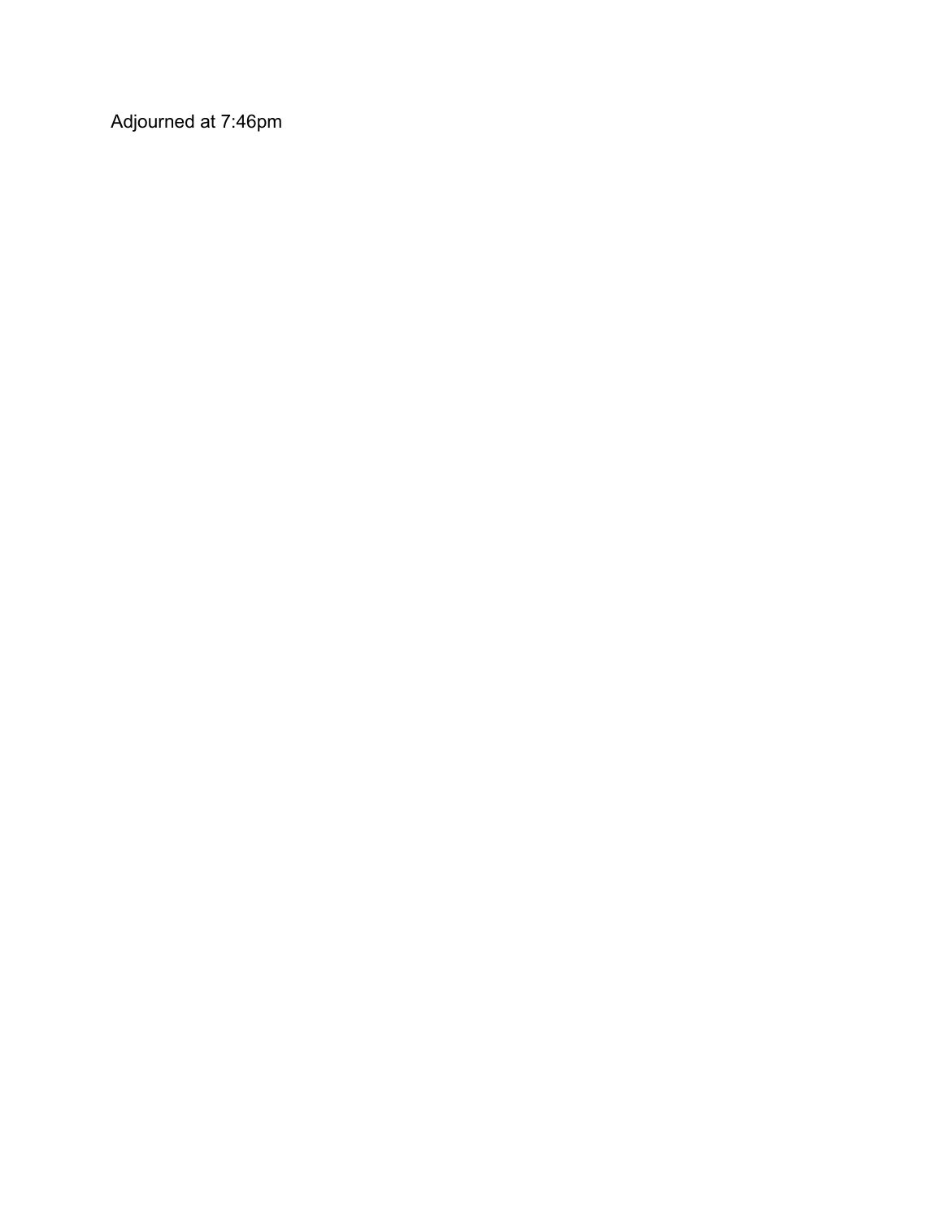Adjourned at 7:46pm